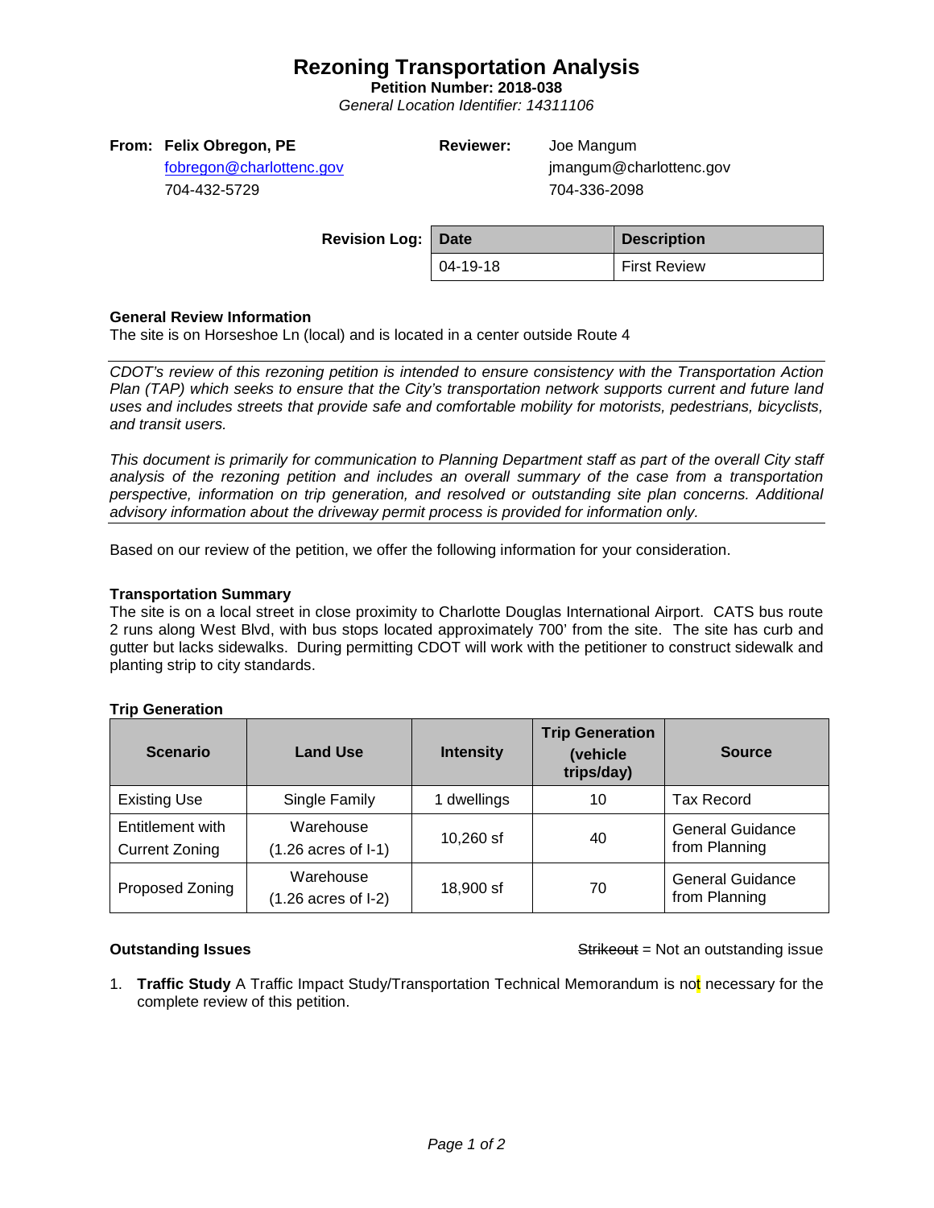# Rezoning Transportation Analysis

**Petition Number: 2018-038**

*General Location Identifier: 14311106*

**From: Felix Obregon, PE**
fobregon@charlottenc.gov
704-432-5729

**Reviewer:** Joe Mangum
jmangum@charlottenc.gov
704-336-2098

**Revision Log:**

| Date | Description |
|---|---|
| 04-19-18 | First Review |

### General Review Information

The site is on Horseshoe Ln (local) and is located in a center outside Route 4

*CDOT's review of this rezoning petition is intended to ensure consistency with the Transportation Action Plan (TAP) which seeks to ensure that the City's transportation network supports current and future land uses and includes streets that provide safe and comfortable mobility for motorists, pedestrians, bicyclists, and transit users.*

*This document is primarily for communication to Planning Department staff as part of the overall City staff analysis of the rezoning petition and includes an overall summary of the case from a transportation perspective, information on trip generation, and resolved or outstanding site plan concerns. Additional advisory information about the driveway permit process is provided for information only.*

Based on our review of the petition, we offer the following information for your consideration.

### Transportation Summary

The site is on a local street in close proximity to Charlotte Douglas International Airport. CATS bus route 2 runs along West Blvd, with bus stops located approximately 700' from the site. The site has curb and gutter but lacks sidewalks. During permitting CDOT will work with the petitioner to construct sidewalk and planting strip to city standards.

### Trip Generation

| Scenario | Land Use | Intensity | Trip Generation (vehicle trips/day) | Source |
|---|---|---|---|---|
| Existing Use | Single Family | 1 dwellings | 10 | Tax Record |
| Entitlement with Current Zoning | Warehouse (1.26 acres of I-1) | 10,260 sf | 40 | General Guidance from Planning |
| Proposed Zoning | Warehouse (1.26 acres of I-2) | 18,900 sf | 70 | General Guidance from Planning |

### Outstanding Issues

~~Strikeout~~ = Not an outstanding issue

1. **Traffic Study** A Traffic Impact Study/Transportation Technical Memorandum is not necessary for the complete review of this petition.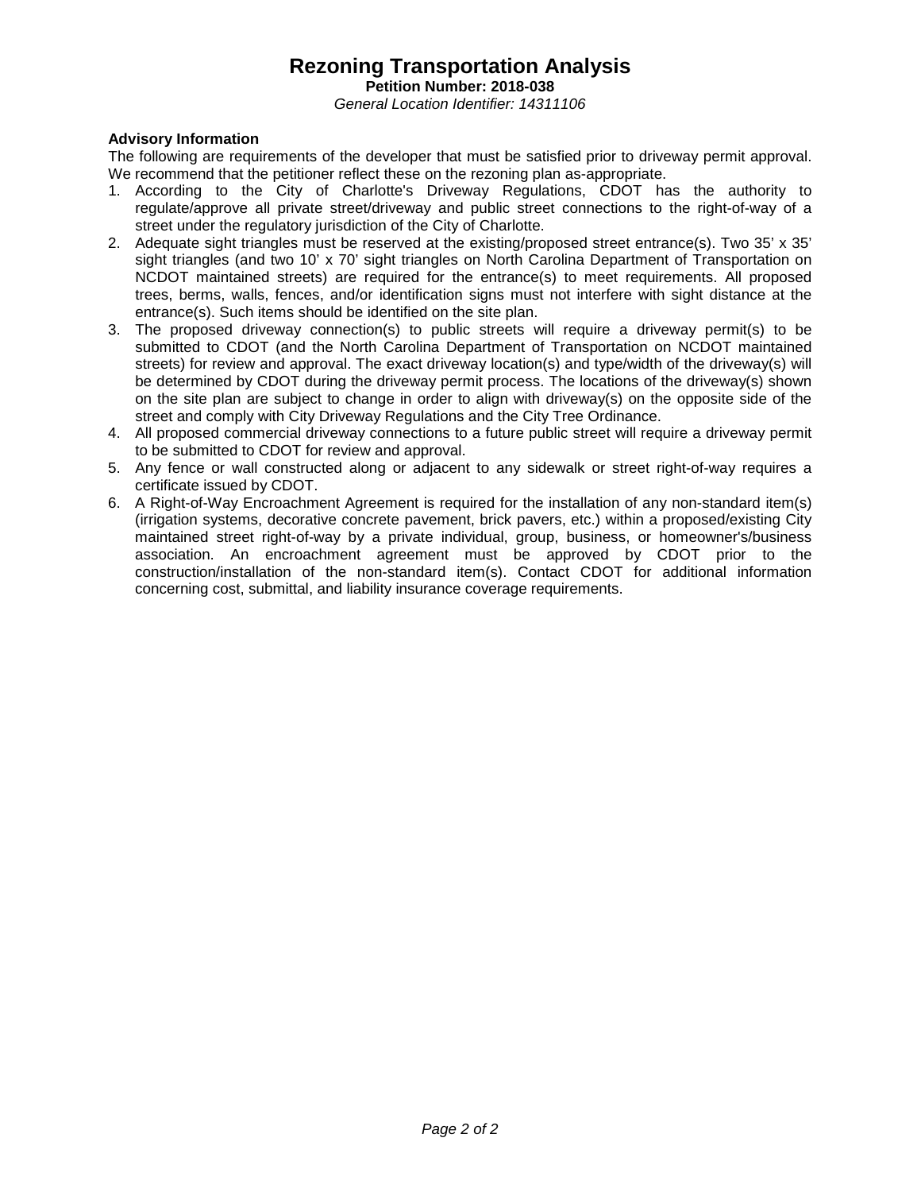# Rezoning Transportation Analysis

**Petition Number: 2018-038**

*General Location Identifier: 14311106*

**Advisory Information**

The following are requirements of the developer that must be satisfied prior to driveway permit approval. We recommend that the petitioner reflect these on the rezoning plan as-appropriate.

1. According to the City of Charlotte's Driveway Regulations, CDOT has the authority to regulate/approve all private street/driveway and public street connections to the right-of-way of a street under the regulatory jurisdiction of the City of Charlotte.
2. Adequate sight triangles must be reserved at the existing/proposed street entrance(s). Two 35' x 35' sight triangles (and two 10' x 70' sight triangles on North Carolina Department of Transportation on NCDOT maintained streets) are required for the entrance(s) to meet requirements. All proposed trees, berms, walls, fences, and/or identification signs must not interfere with sight distance at the entrance(s). Such items should be identified on the site plan.
3. The proposed driveway connection(s) to public streets will require a driveway permit(s) to be submitted to CDOT (and the North Carolina Department of Transportation on NCDOT maintained streets) for review and approval. The exact driveway location(s) and type/width of the driveway(s) will be determined by CDOT during the driveway permit process. The locations of the driveway(s) shown on the site plan are subject to change in order to align with driveway(s) on the opposite side of the street and comply with City Driveway Regulations and the City Tree Ordinance.
4. All proposed commercial driveway connections to a future public street will require a driveway permit to be submitted to CDOT for review and approval.
5. Any fence or wall constructed along or adjacent to any sidewalk or street right-of-way requires a certificate issued by CDOT.
6. A Right-of-Way Encroachment Agreement is required for the installation of any non-standard item(s) (irrigation systems, decorative concrete pavement, brick pavers, etc.) within a proposed/existing City maintained street right-of-way by a private individual, group, business, or homeowner's/business association. An encroachment agreement must be approved by CDOT prior to the construction/installation of the non-standard item(s). Contact CDOT for additional information concerning cost, submittal, and liability insurance coverage requirements.